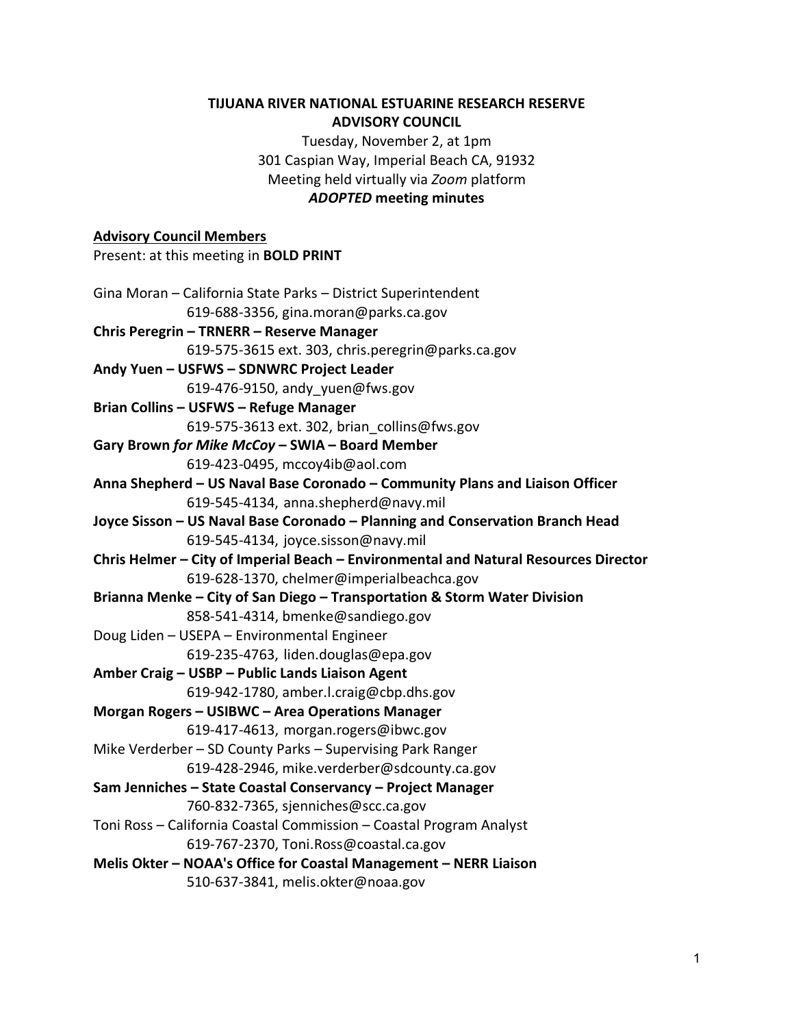**TIJUANA RIVER NATIONAL ESTUARINE RESEARCH RESERVE**
**ADVISORY COUNCIL**

Tuesday, November 2, at 1pm
301 Caspian Way, Imperial Beach CA, 91932
Meeting held virtually via *Zoom* platform
***ADOPTED* meeting minutes**

**Advisory Council Members**

Present: at this meeting in **BOLD PRINT**

Gina Moran – California State Parks – District Superintendent
619-688-3356, gina.moran@parks.ca.gov

**Chris Peregrin – TRNERR – Reserve Manager**
619-575-3615 ext. 303, chris.peregrin@parks.ca.gov

**Andy Yuen – USFWS – SDNWRC Project Leader**
619-476-9150, andy_yuen@fws.gov

**Brian Collins – USFWS – Refuge Manager**
619-575-3613 ext. 302, brian_collins@fws.gov

**Gary Brown *for Mike McCoy* – SWIA – Board Member**
619-423-0495, mccoy4ib@aol.com

**Anna Shepherd – US Naval Base Coronado – Community Plans and Liaison Officer**
619-545-4134, anna.shepherd@navy.mil

**Joyce Sisson – US Naval Base Coronado – Planning and Conservation Branch Head**
619-545-4134, joyce.sisson@navy.mil

**Chris Helmer – City of Imperial Beach – Environmental and Natural Resources Director**
619-628-1370, chelmer@imperialbeachca.gov

**Brianna Menke – City of San Diego – Transportation & Storm Water Division**
858-541-4314, bmenke@sandiego.gov

Doug Liden – USEPA – Environmental Engineer
619-235-4763, liden.douglas@epa.gov

**Amber Craig – USBP – Public Lands Liaison Agent**
619-942-1780, amber.l.craig@cbp.dhs.gov

**Morgan Rogers – USIBWC – Area Operations Manager**
619-417-4613, morgan.rogers@ibwc.gov

Mike Verderber – SD County Parks – Supervising Park Ranger
619-428-2946, mike.verderber@sdcounty.ca.gov

**Sam Jenniches – State Coastal Conservancy – Project Manager**
760-832-7365, sjenniches@scc.ca.gov

Toni Ross – California Coastal Commission – Coastal Program Analyst
619-767-2370, Toni.Ross@coastal.ca.gov

**Melis Okter – NOAA's Office for Coastal Management – NERR Liaison**
510-637-3841, melis.okter@noaa.gov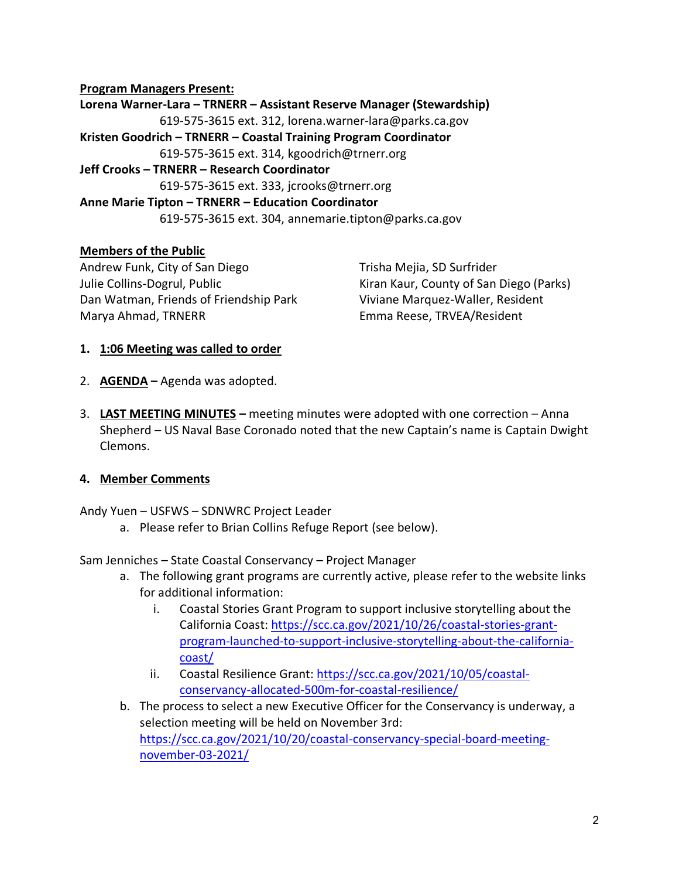**Program Managers Present:**

**Lorena Warner-Lara – TRNERR – Assistant Reserve Manager (Stewardship)**
619-575-3615 ext. 312, lorena.warner-lara@parks.ca.gov

**Kristen Goodrich – TRNERR – Coastal Training Program Coordinator**
619-575-3615 ext. 314, kgoodrich@trnerr.org

**Jeff Crooks – TRNERR – Research Coordinator**
619-575-3615 ext. 333, jcrooks@trnerr.org

**Anne Marie Tipton – TRNERR – Education Coordinator**
619-575-3615 ext. 304, annemarie.tipton@parks.ca.gov

**Members of the Public**

Andrew Funk, City of San Diego
Julie Collins-Dogrul, Public
Dan Watman, Friends of Friendship Park
Marya Ahmad, TRNERR
Trisha Mejia, SD Surfrider
Kiran Kaur, County of San Diego (Parks)
Viviane Marquez-Waller, Resident
Emma Reese, TRVEA/Resident

1. **1:06 Meeting was called to order**

2. **AGENDA –** Agenda was adopted.

3. **LAST MEETING MINUTES –** meeting minutes were adopted with one correction – Anna Shepherd – US Naval Base Coronado noted that the new Captain's name is Captain Dwight Clemons.

4. **Member Comments**

Andy Yuen – USFWS – SDNWRC Project Leader

a. Please refer to Brian Collins Refuge Report (see below).

Sam Jenniches – State Coastal Conservancy – Project Manager

a. The following grant programs are currently active, please refer to the website links for additional information:
   i. Coastal Stories Grant Program to support inclusive storytelling about the California Coast: https://scc.ca.gov/2021/10/26/coastal-stories-grant-program-launched-to-support-inclusive-storytelling-about-the-california-coast/
   ii. Coastal Resilience Grant: https://scc.ca.gov/2021/10/05/coastal-conservancy-allocated-500m-for-coastal-resilience/
b. The process to select a new Executive Officer for the Conservancy is underway, a selection meeting will be held on November 3rd: https://scc.ca.gov/2021/10/20/coastal-conservancy-special-board-meeting-november-03-2021/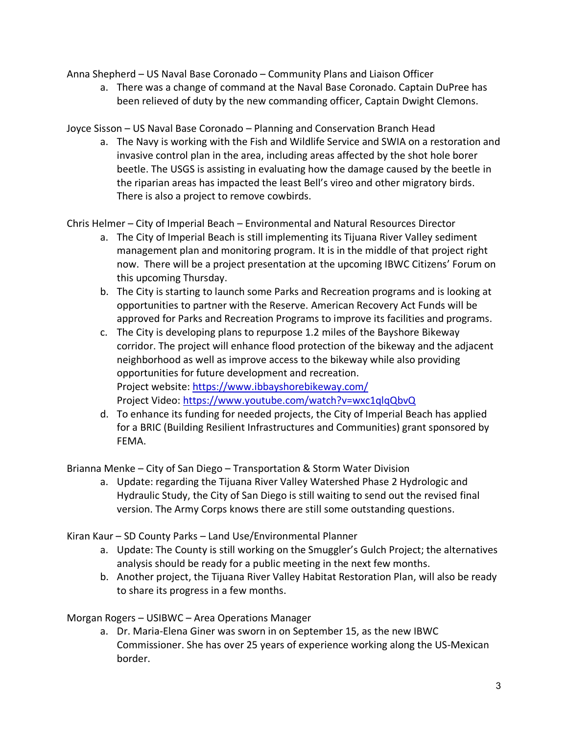Anna Shepherd – US Naval Base Coronado – Community Plans and Liaison Officer

a. There was a change of command at the Naval Base Coronado. Captain DuPree has been relieved of duty by the new commanding officer, Captain Dwight Clemons.

Joyce Sisson – US Naval Base Coronado – Planning and Conservation Branch Head

a. The Navy is working with the Fish and Wildlife Service and SWIA on a restoration and invasive control plan in the area, including areas affected by the shot hole borer beetle. The USGS is assisting in evaluating how the damage caused by the beetle in the riparian areas has impacted the least Bell's vireo and other migratory birds. There is also a project to remove cowbirds.

Chris Helmer – City of Imperial Beach – Environmental and Natural Resources Director

a. The City of Imperial Beach is still implementing its Tijuana River Valley sediment management plan and monitoring program. It is in the middle of that project right now. There will be a project presentation at the upcoming IBWC Citizens' Forum on this upcoming Thursday.
b. The City is starting to launch some Parks and Recreation programs and is looking at opportunities to partner with the Reserve. American Recovery Act Funds will be approved for Parks and Recreation Programs to improve its facilities and programs.
c. The City is developing plans to repurpose 1.2 miles of the Bayshore Bikeway corridor. The project will enhance flood protection of the bikeway and the adjacent neighborhood as well as improve access to the bikeway while also providing opportunities for future development and recreation.
   Project website: [https://www.ibbayshorebikeway.com/](https://www.ibbayshorebikeway.com/)
   Project Video: [https://www.youtube.com/watch?v=wxc1qlqQbvQ](https://www.youtube.com/watch?v=wxc1qlqQbvQ)
d. To enhance its funding for needed projects, the City of Imperial Beach has applied for a BRIC (Building Resilient Infrastructures and Communities) grant sponsored by FEMA.

Brianna Menke – City of San Diego – Transportation & Storm Water Division

a. Update: regarding the Tijuana River Valley Watershed Phase 2 Hydrologic and Hydraulic Study, the City of San Diego is still waiting to send out the revised final version. The Army Corps knows there are still some outstanding questions.

Kiran Kaur – SD County Parks – Land Use/Environmental Planner

a. Update: The County is still working on the Smuggler's Gulch Project; the alternatives analysis should be ready for a public meeting in the next few months.
b. Another project, the Tijuana River Valley Habitat Restoration Plan, will also be ready to share its progress in a few months.

Morgan Rogers – USIBWC – Area Operations Manager

a. Dr. Maria-Elena Giner was sworn in on September 15, as the new IBWC Commissioner. She has over 25 years of experience working along the US-Mexican border.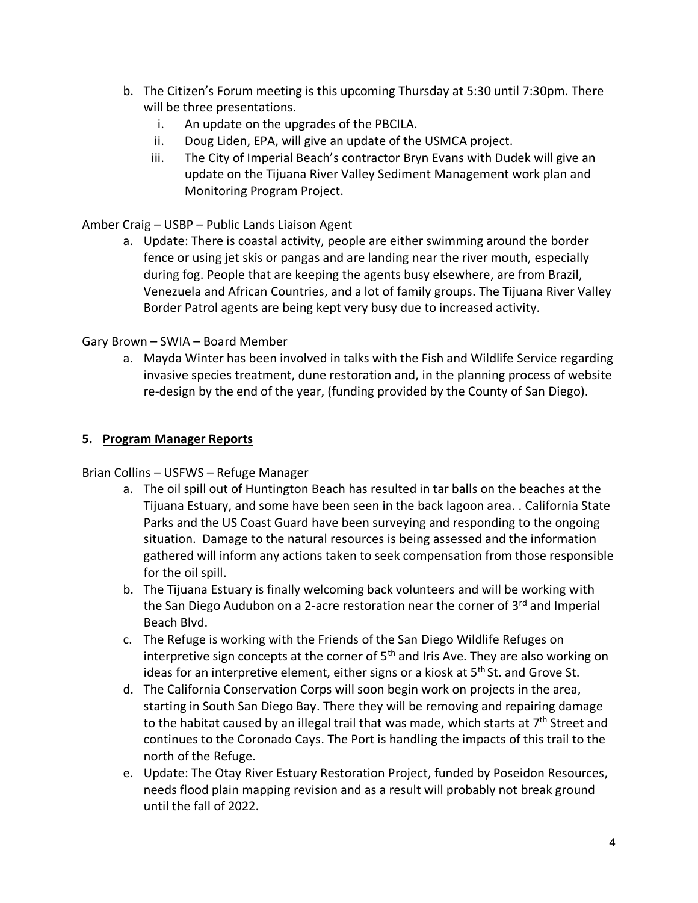b. The Citizen's Forum meeting is this upcoming Thursday at 5:30 until 7:30pm. There will be three presentations.
   i. An update on the upgrades of the PBCILA.
   ii. Doug Liden, EPA, will give an update of the USMCA project.
   iii. The City of Imperial Beach's contractor Bryn Evans with Dudek will give an update on the Tijuana River Valley Sediment Management work plan and Monitoring Program Project.

Amber Craig – USBP – Public Lands Liaison Agent

a. Update: There is coastal activity, people are either swimming around the border fence or using jet skis or pangas and are landing near the river mouth, especially during fog. People that are keeping the agents busy elsewhere, are from Brazil, Venezuela and African Countries, and a lot of family groups. The Tijuana River Valley Border Patrol agents are being kept very busy due to increased activity.

Gary Brown – SWIA – Board Member

a. Mayda Winter has been involved in talks with the Fish and Wildlife Service regarding invasive species treatment, dune restoration and, in the planning process of website re-design by the end of the year, (funding provided by the County of San Diego).

## 5. Program Manager Reports

Brian Collins – USFWS – Refuge Manager

a. The oil spill out of Huntington Beach has resulted in tar balls on the beaches at the Tijuana Estuary, and some have been seen in the back lagoon area. . California State Parks and the US Coast Guard have been surveying and responding to the ongoing situation. Damage to the natural resources is being assessed and the information gathered will inform any actions taken to seek compensation from those responsible for the oil spill.
b. The Tijuana Estuary is finally welcoming back volunteers and will be working with the San Diego Audubon on a 2-acre restoration near the corner of 3rd and Imperial Beach Blvd.
c. The Refuge is working with the Friends of the San Diego Wildlife Refuges on interpretive sign concepts at the corner of 5th and Iris Ave. They are also working on ideas for an interpretive element, either signs or a kiosk at 5th St. and Grove St.
d. The California Conservation Corps will soon begin work on projects in the area, starting in South San Diego Bay. There they will be removing and repairing damage to the habitat caused by an illegal trail that was made, which starts at 7th Street and continues to the Coronado Cays. The Port is handling the impacts of this trail to the north of the Refuge.
e. Update: The Otay River Estuary Restoration Project, funded by Poseidon Resources, needs flood plain mapping revision and as a result will probably not break ground until the fall of 2022.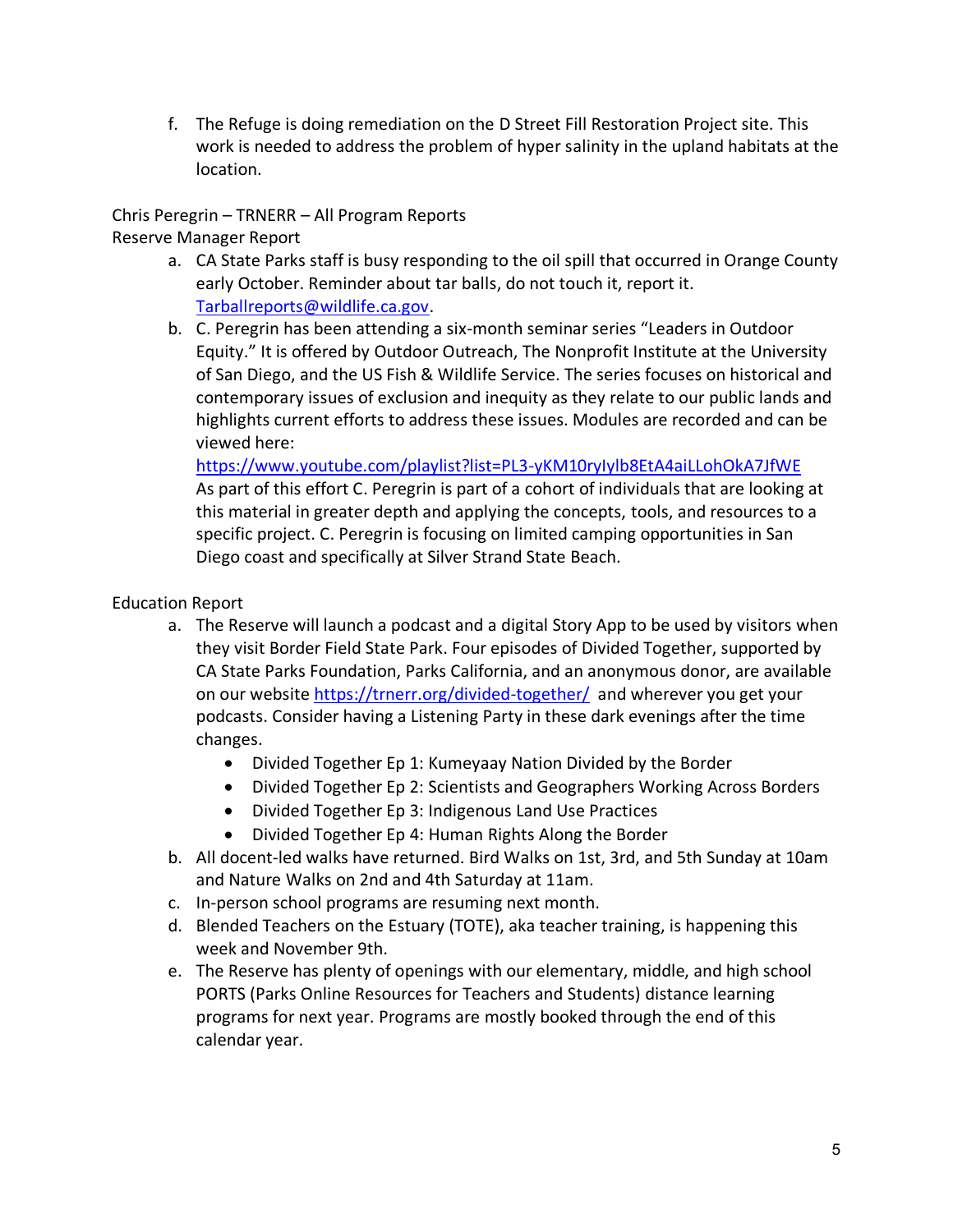f. The Refuge is doing remediation on the D Street Fill Restoration Project site. This work is needed to address the problem of hyper salinity in the upland habitats at the location.

Chris Peregrin – TRNERR – All Program Reports

Reserve Manager Report

a. CA State Parks staff is busy responding to the oil spill that occurred in Orange County early October. Reminder about tar balls, do not touch it, report it. Tarballreports@wildlife.ca.gov.
b. C. Peregrin has been attending a six-month seminar series "Leaders in Outdoor Equity." It is offered by Outdoor Outreach, The Nonprofit Institute at the University of San Diego, and the US Fish & Wildlife Service. The series focuses on historical and contemporary issues of exclusion and inequity as they relate to our public lands and highlights current efforts to address these issues. Modules are recorded and can be viewed here: https://www.youtube.com/playlist?list=PL3-yKM10ryIylb8EtA4aiLLohOkA7JfWE As part of this effort C. Peregrin is part of a cohort of individuals that are looking at this material in greater depth and applying the concepts, tools, and resources to a specific project. C. Peregrin is focusing on limited camping opportunities in San Diego coast and specifically at Silver Strand State Beach.

Education Report

a. The Reserve will launch a podcast and a digital Story App to be used by visitors when they visit Border Field State Park. Four episodes of Divided Together, supported by CA State Parks Foundation, Parks California, and an anonymous donor, are available on our website https://trnerr.org/divided-together/ and wherever you get your podcasts. Consider having a Listening Party in these dark evenings after the time changes.
   - Divided Together Ep 1: Kumeyaay Nation Divided by the Border
   - Divided Together Ep 2: Scientists and Geographers Working Across Borders
   - Divided Together Ep 3: Indigenous Land Use Practices
   - Divided Together Ep 4: Human Rights Along the Border
b. All docent-led walks have returned. Bird Walks on 1st, 3rd, and 5th Sunday at 10am and Nature Walks on 2nd and 4th Saturday at 11am.
c. In-person school programs are resuming next month.
d. Blended Teachers on the Estuary (TOTE), aka teacher training, is happening this week and November 9th.
e. The Reserve has plenty of openings with our elementary, middle, and high school PORTS (Parks Online Resources for Teachers and Students) distance learning programs for next year. Programs are mostly booked through the end of this calendar year.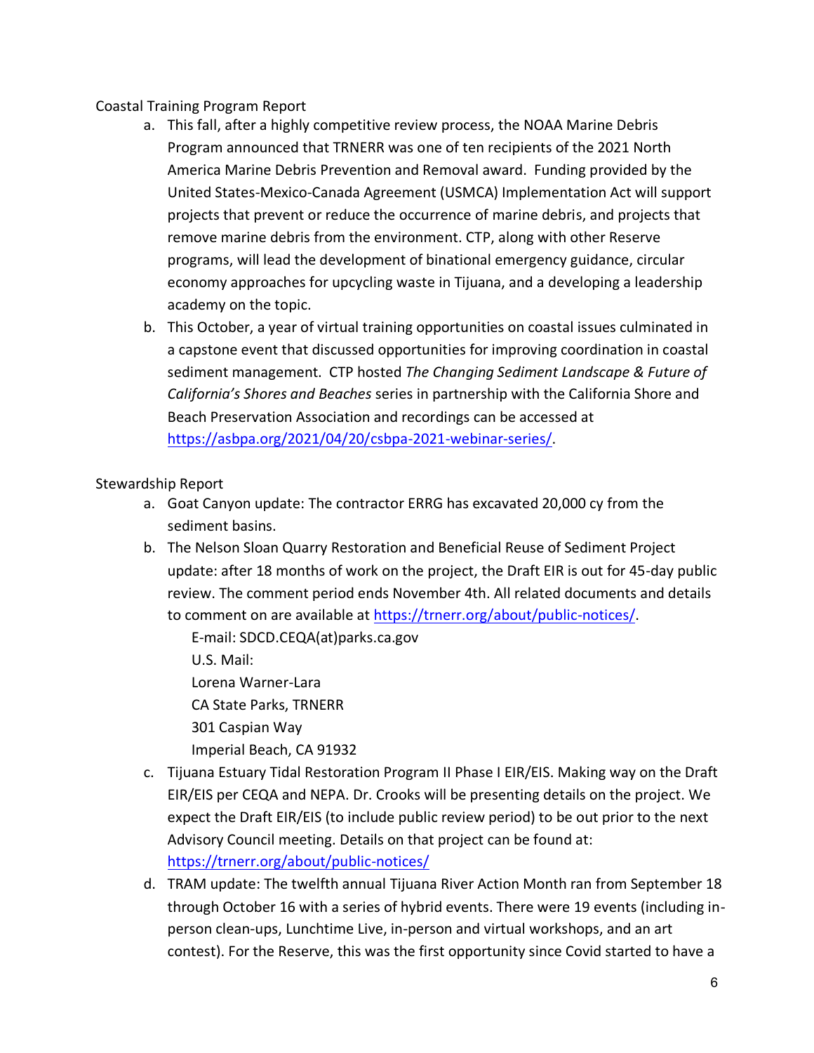Coastal Training Program Report

a. This fall, after a highly competitive review process, the NOAA Marine Debris Program announced that TRNERR was one of ten recipients of the 2021 North America Marine Debris Prevention and Removal award. Funding provided by the United States-Mexico-Canada Agreement (USMCA) Implementation Act will support projects that prevent or reduce the occurrence of marine debris, and projects that remove marine debris from the environment. CTP, along with other Reserve programs, will lead the development of binational emergency guidance, circular economy approaches for upcycling waste in Tijuana, and a developing a leadership academy on the topic.
b. This October, a year of virtual training opportunities on coastal issues culminated in a capstone event that discussed opportunities for improving coordination in coastal sediment management. CTP hosted *The Changing Sediment Landscape & Future of California's Shores and Beaches* series in partnership with the California Shore and Beach Preservation Association and recordings can be accessed at https://asbpa.org/2021/04/20/csbpa-2021-webinar-series/.

Stewardship Report

a. Goat Canyon update: The contractor ERRG has excavated 20,000 cy from the sediment basins.
b. The Nelson Sloan Quarry Restoration and Beneficial Reuse of Sediment Project update: after 18 months of work on the project, the Draft EIR is out for 45-day public review. The comment period ends November 4th. All related documents and details to comment on are available at https://trnerr.org/about/public-notices/.

   E-mail: SDCD.CEQA(at)parks.ca.gov
   U.S. Mail:
   Lorena Warner-Lara
   CA State Parks, TRNERR
   301 Caspian Way
   Imperial Beach, CA 91932
c. Tijuana Estuary Tidal Restoration Program II Phase I EIR/EIS. Making way on the Draft EIR/EIS per CEQA and NEPA. Dr. Crooks will be presenting details on the project. We expect the Draft EIR/EIS (to include public review period) to be out prior to the next Advisory Council meeting. Details on that project can be found at: https://trnerr.org/about/public-notices/
d. TRAM update: The twelfth annual Tijuana River Action Month ran from September 18 through October 16 with a series of hybrid events. There were 19 events (including in-person clean-ups, Lunchtime Live, in-person and virtual workshops, and an art contest). For the Reserve, this was the first opportunity since Covid started to have a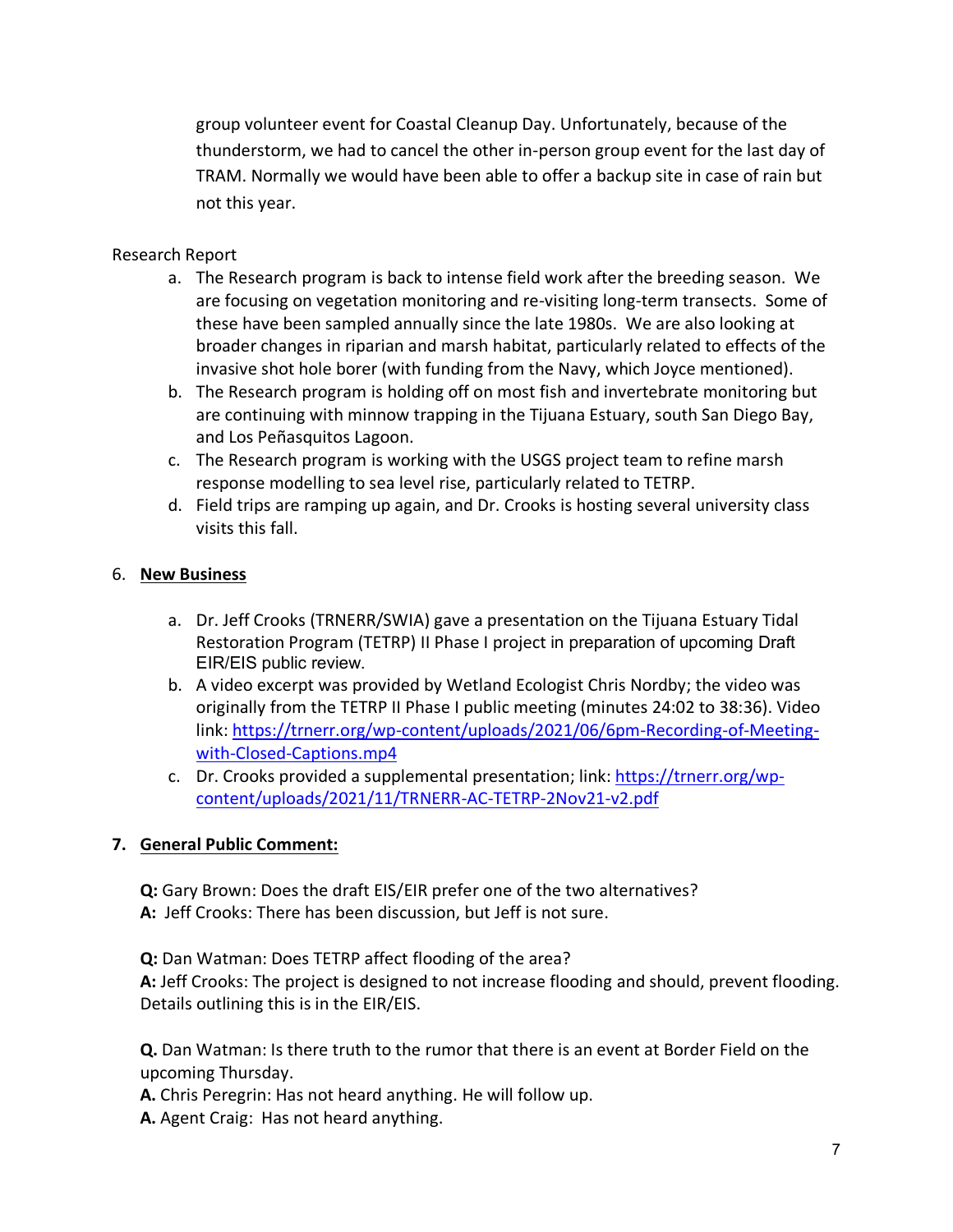group volunteer event for Coastal Cleanup Day. Unfortunately, because of the thunderstorm, we had to cancel the other in-person group event for the last day of TRAM. Normally we would have been able to offer a backup site in case of rain but not this year.

Research Report

a. The Research program is back to intense field work after the breeding season. We are focusing on vegetation monitoring and re-visiting long-term transects. Some of these have been sampled annually since the late 1980s. We are also looking at broader changes in riparian and marsh habitat, particularly related to effects of the invasive shot hole borer (with funding from the Navy, which Joyce mentioned).
b. The Research program is holding off on most fish and invertebrate monitoring but are continuing with minnow trapping in the Tijuana Estuary, south San Diego Bay, and Los Peñasquitos Lagoon.
c. The Research program is working with the USGS project team to refine marsh response modelling to sea level rise, particularly related to TETRP.
d. Field trips are ramping up again, and Dr. Crooks is hosting several university class visits this fall.

6. **New Business**

a. Dr. Jeff Crooks (TRNERR/SWIA) gave a presentation on the Tijuana Estuary Tidal Restoration Program (TETRP) II Phase I project in preparation of upcoming Draft EIR/EIS public review.
b. A video excerpt was provided by Wetland Ecologist Chris Nordby; the video was originally from the TETRP II Phase I public meeting (minutes 24:02 to 38:36). Video link: https://trnerr.org/wp-content/uploads/2021/06/6pm-Recording-of-Meeting-with-Closed-Captions.mp4
c. Dr. Crooks provided a supplemental presentation; link: https://trnerr.org/wp-content/uploads/2021/11/TRNERR-AC-TETRP-2Nov21-v2.pdf

7. **General Public Comment:**

**Q:** Gary Brown: Does the draft EIS/EIR prefer one of the two alternatives?
**A:** Jeff Crooks: There has been discussion, but Jeff is not sure.

**Q:** Dan Watman: Does TETRP affect flooding of the area?
**A:** Jeff Crooks: The project is designed to not increase flooding and should, prevent flooding. Details outlining this is in the EIR/EIS.

**Q.** Dan Watman: Is there truth to the rumor that there is an event at Border Field on the upcoming Thursday.
**A.** Chris Peregrin: Has not heard anything. He will follow up.
**A.** Agent Craig: Has not heard anything.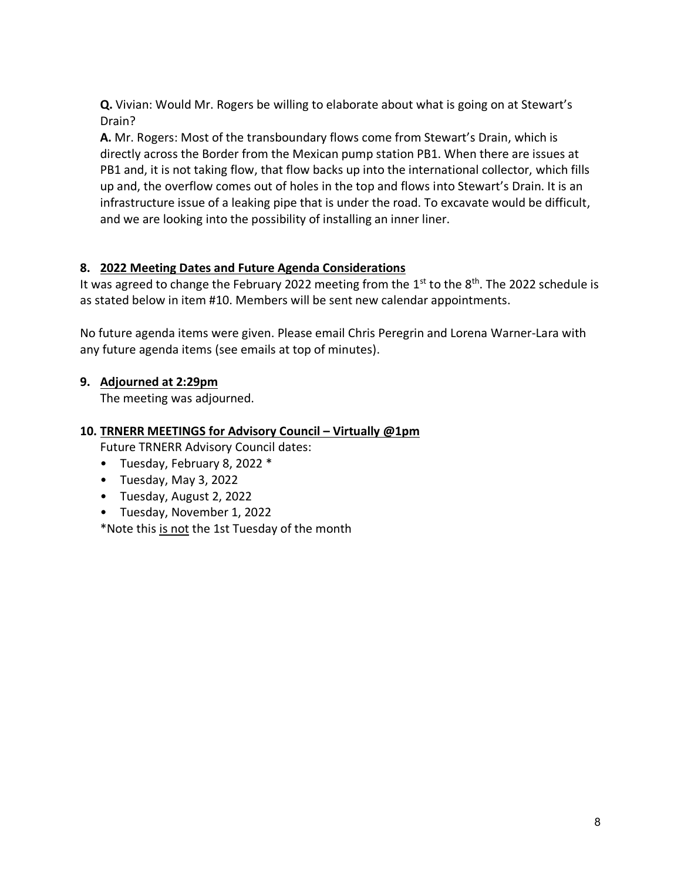**Q.** Vivian: Would Mr. Rogers be willing to elaborate about what is going on at Stewart's Drain?

**A.** Mr. Rogers: Most of the transboundary flows come from Stewart's Drain, which is directly across the Border from the Mexican pump station PB1. When there are issues at PB1 and, it is not taking flow, that flow backs up into the international collector, which fills up and, the overflow comes out of holes in the top and flows into Stewart's Drain. It is an infrastructure issue of a leaking pipe that is under the road. To excavate would be difficult, and we are looking into the possibility of installing an inner liner.

**8. 2022 Meeting Dates and Future Agenda Considerations**

It was agreed to change the February 2022 meeting from the 1st to the 8th. The 2022 schedule is as stated below in item #10. Members will be sent new calendar appointments.

No future agenda items were given. Please email Chris Peregrin and Lorena Warner-Lara with any future agenda items (see emails at top of minutes).

**9. Adjourned at 2:29pm**

The meeting was adjourned.

**10. TRNERR MEETINGS for Advisory Council – Virtually @1pm**

Future TRNERR Advisory Council dates:

- Tuesday, February 8, 2022 *
- Tuesday, May 3, 2022
- Tuesday, August 2, 2022
- Tuesday, November 1, 2022

*Note this is not the 1st Tuesday of the month